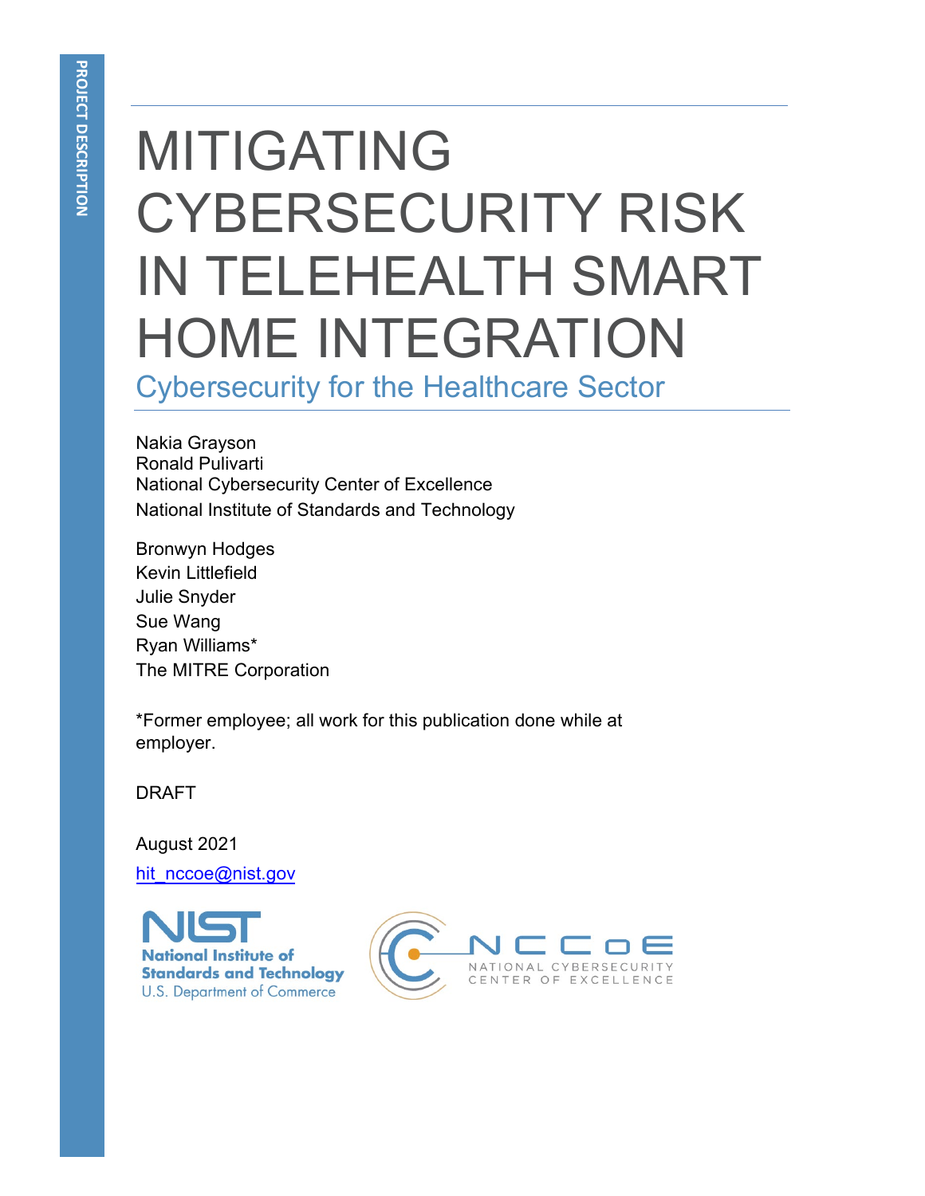PROJECT DESCRIPTION

# MITIGATING CYBERSECURITY RISK IN TELEHEALTH SMART HOME INTEGRATION

## Cybersecurity for the Healthcare Sector

Nakia Grayson
Ronald Pulivarti
National Cybersecurity Center of Excellence
National Institute of Standards and Technology

Bronwyn Hodges
Kevin Littlefield
Julie Snyder
Sue Wang
Ryan Williams*
The MITRE Corporation

*Former employee; all work for this publication done while at employer.

DRAFT

August 2021

hit_nccoe@nist.gov

NIST
National Institute of Standards and Technology
U.S. Department of Commerce

NCCoE
NATIONAL CYBERSECURITY CENTER OF EXCELLENCE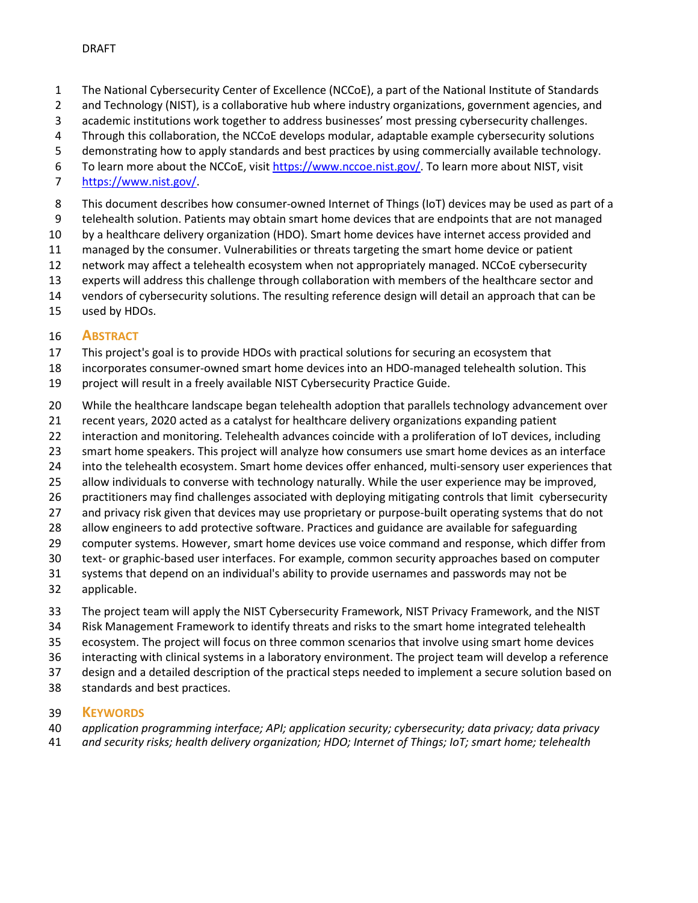The National Cybersecurity Center of Excellence (NCCoE), a part of the National Institute of Standards and Technology (NIST), is a collaborative hub where industry organizations, government agencies, and academic institutions work together to address businesses' most pressing cybersecurity challenges. Through this collaboration, the NCCoE develops modular, adaptable example cybersecurity solutions demonstrating how to apply standards and best practices by using commercially available technology. To learn more about the NCCoE, visit https://www.nccoe.nist.gov/. To learn more about NIST, visit https://www.nist.gov/.

This document describes how consumer-owned Internet of Things (IoT) devices may be used as part of a telehealth solution. Patients may obtain smart home devices that are endpoints that are not managed by a healthcare delivery organization (HDO). Smart home devices have internet access provided and managed by the consumer. Vulnerabilities or threats targeting the smart home device or patient network may affect a telehealth ecosystem when not appropriately managed. NCCoE cybersecurity experts will address this challenge through collaboration with members of the healthcare sector and vendors of cybersecurity solutions. The resulting reference design will detail an approach that can be used by HDOs.

## Abstract

This project's goal is to provide HDOs with practical solutions for securing an ecosystem that incorporates consumer-owned smart home devices into an HDO-managed telehealth solution. This project will result in a freely available NIST Cybersecurity Practice Guide.

While the healthcare landscape began telehealth adoption that parallels technology advancement over recent years, 2020 acted as a catalyst for healthcare delivery organizations expanding patient interaction and monitoring. Telehealth advances coincide with a proliferation of IoT devices, including smart home speakers. This project will analyze how consumers use smart home devices as an interface into the telehealth ecosystem. Smart home devices offer enhanced, multi-sensory user experiences that allow individuals to converse with technology naturally. While the user experience may be improved, practitioners may find challenges associated with deploying mitigating controls that limit cybersecurity and privacy risk given that devices may use proprietary or purpose-built operating systems that do not allow engineers to add protective software. Practices and guidance are available for safeguarding computer systems. However, smart home devices use voice command and response, which differ from text- or graphic-based user interfaces. For example, common security approaches based on computer systems that depend on an individual's ability to provide usernames and passwords may not be applicable.

The project team will apply the NIST Cybersecurity Framework, NIST Privacy Framework, and the NIST Risk Management Framework to identify threats and risks to the smart home integrated telehealth ecosystem. The project will focus on three common scenarios that involve using smart home devices interacting with clinical systems in a laboratory environment. The project team will develop a reference design and a detailed description of the practical steps needed to implement a secure solution based on standards and best practices.

## Keywords

*application programming interface; API; application security; cybersecurity; data privacy; data privacy and security risks; health delivery organization; HDO; Internet of Things; IoT; smart home; telehealth*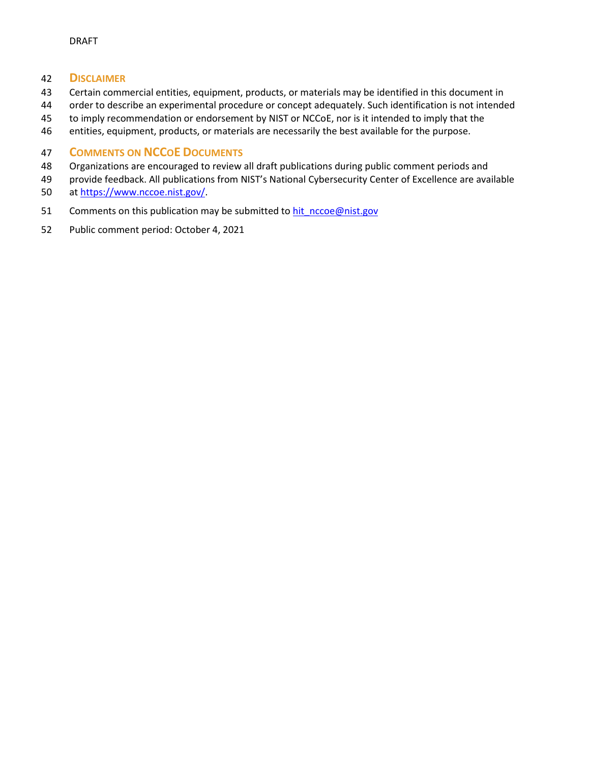## Disclaimer

Certain commercial entities, equipment, products, or materials may be identified in this document in order to describe an experimental procedure or concept adequately. Such identification is not intended to imply recommendation or endorsement by NIST or NCCoE, nor is it intended to imply that the entities, equipment, products, or materials are necessarily the best available for the purpose.

## Comments on NCCoE Documents

Organizations are encouraged to review all draft publications during public comment periods and provide feedback. All publications from NIST's National Cybersecurity Center of Excellence are available at https://www.nccoe.nist.gov/.

Comments on this publication may be submitted to hit_nccoe@nist.gov

Public comment period: October 4, 2021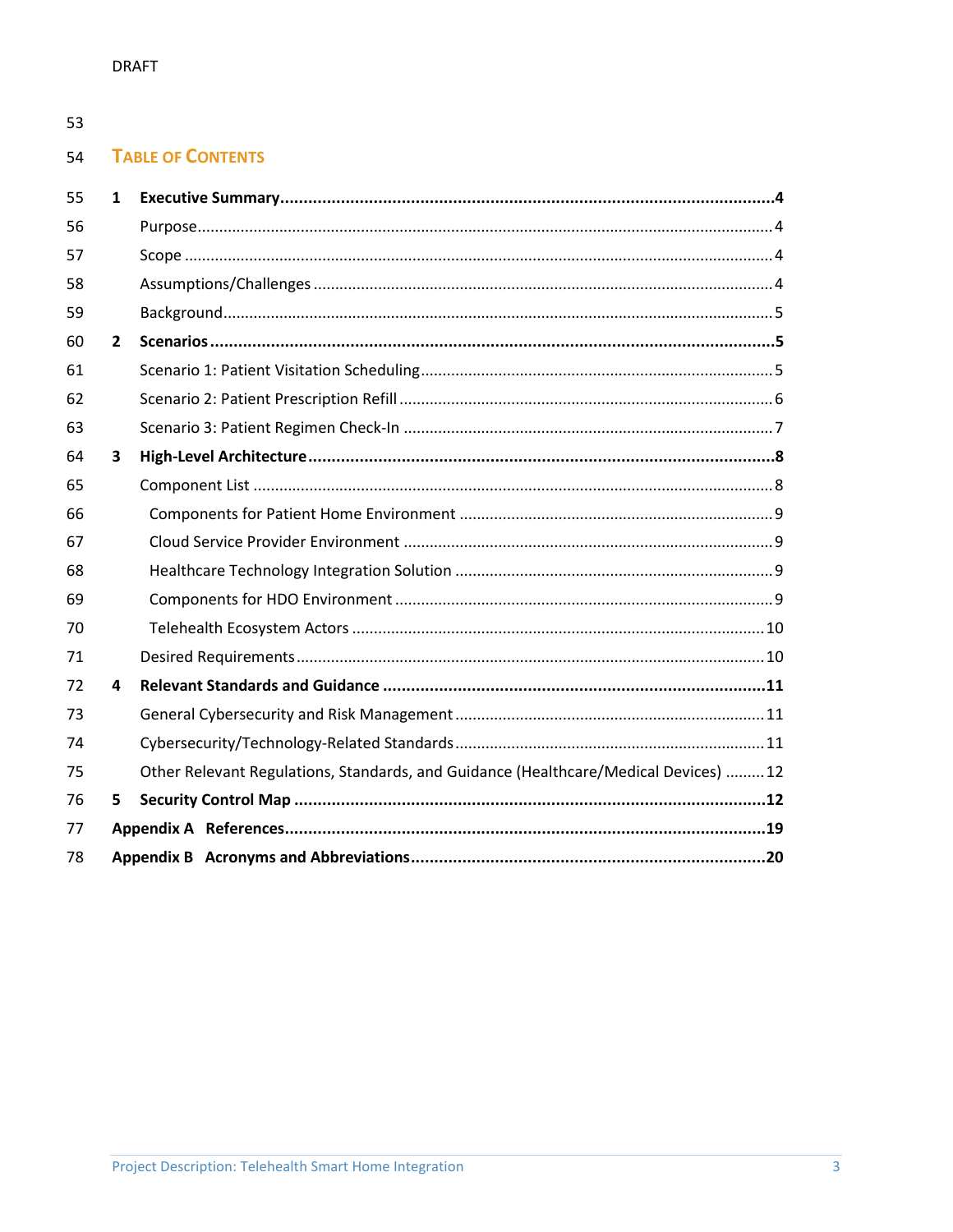DRAFT

# Table of Contents

**1 Executive Summary ........................................................................................................ 4**

Purpose ........................................................................................................ 4

Scope ........................................................................................................ 4

Assumptions/Challenges ........................................................................................................ 4

Background ........................................................................................................ 5

**2 Scenarios ........................................................................................................ 5**

Scenario 1: Patient Visitation Scheduling ........................................................................................................ 5

Scenario 2: Patient Prescription Refill ........................................................................................................ 6

Scenario 3: Patient Regimen Check-In ........................................................................................................ 7

**3 High-Level Architecture ........................................................................................................ 8**

Component List ........................................................................................................ 8

Components for Patient Home Environment ........................................................................................................ 9

Cloud Service Provider Environment ........................................................................................................ 9

Healthcare Technology Integration Solution ........................................................................................................ 9

Components for HDO Environment ........................................................................................................ 9

Telehealth Ecosystem Actors ........................................................................................................ 10

Desired Requirements ........................................................................................................ 10

**4 Relevant Standards and Guidance ........................................................................................................ 11**

General Cybersecurity and Risk Management ........................................................................................................ 11

Cybersecurity/Technology-Related Standards ........................................................................................................ 11

Other Relevant Regulations, Standards, and Guidance (Healthcare/Medical Devices) ......... 12

**5 Security Control Map ........................................................................................................ 12**

**Appendix A References ........................................................................................................ 19**

**Appendix B Acronyms and Abbreviations ........................................................................................................ 20**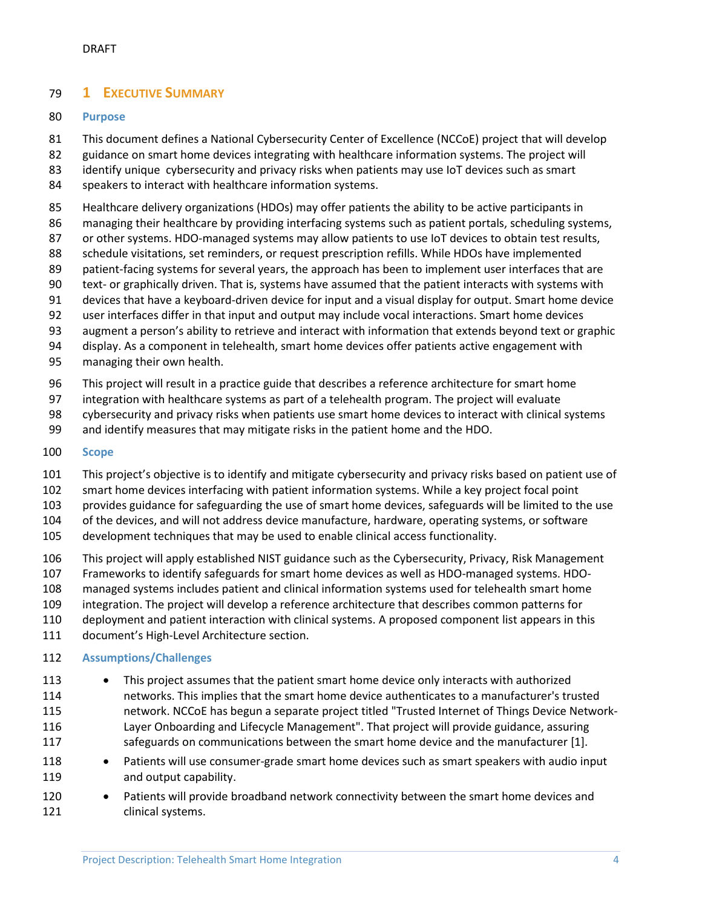# 1 Executive Summary

## Purpose

This document defines a National Cybersecurity Center of Excellence (NCCoE) project that will develop guidance on smart home devices integrating with healthcare information systems. The project will identify unique cybersecurity and privacy risks when patients may use IoT devices such as smart speakers to interact with healthcare information systems.

Healthcare delivery organizations (HDOs) may offer patients the ability to be active participants in managing their healthcare by providing interfacing systems such as patient portals, scheduling systems, or other systems. HDO-managed systems may allow patients to use IoT devices to obtain test results, schedule visitations, set reminders, or request prescription refills. While HDOs have implemented patient-facing systems for several years, the approach has been to implement user interfaces that are text- or graphically driven. That is, systems have assumed that the patient interacts with systems with devices that have a keyboard-driven device for input and a visual display for output. Smart home device user interfaces differ in that input and output may include vocal interactions. Smart home devices augment a person's ability to retrieve and interact with information that extends beyond text or graphic display. As a component in telehealth, smart home devices offer patients active engagement with managing their own health.

This project will result in a practice guide that describes a reference architecture for smart home integration with healthcare systems as part of a telehealth program. The project will evaluate cybersecurity and privacy risks when patients use smart home devices to interact with clinical systems and identify measures that may mitigate risks in the patient home and the HDO.

## Scope

This project's objective is to identify and mitigate cybersecurity and privacy risks based on patient use of smart home devices interfacing with patient information systems. While a key project focal point provides guidance for safeguarding the use of smart home devices, safeguards will be limited to the use of the devices, and will not address device manufacture, hardware, operating systems, or software development techniques that may be used to enable clinical access functionality.

This project will apply established NIST guidance such as the Cybersecurity, Privacy, Risk Management Frameworks to identify safeguards for smart home devices as well as HDO-managed systems. HDO-managed systems includes patient and clinical information systems used for telehealth smart home integration. The project will develop a reference architecture that describes common patterns for deployment and patient interaction with clinical systems. A proposed component list appears in this document's High-Level Architecture section.

## Assumptions/Challenges

- This project assumes that the patient smart home device only interacts with authorized networks. This implies that the smart home device authenticates to a manufacturer's trusted network. NCCoE has begun a separate project titled "Trusted Internet of Things Device Network-Layer Onboarding and Lifecycle Management". That project will provide guidance, assuring safeguards on communications between the smart home device and the manufacturer [1].
- Patients will use consumer-grade smart home devices such as smart speakers with audio input and output capability.
- Patients will provide broadband network connectivity between the smart home devices and clinical systems.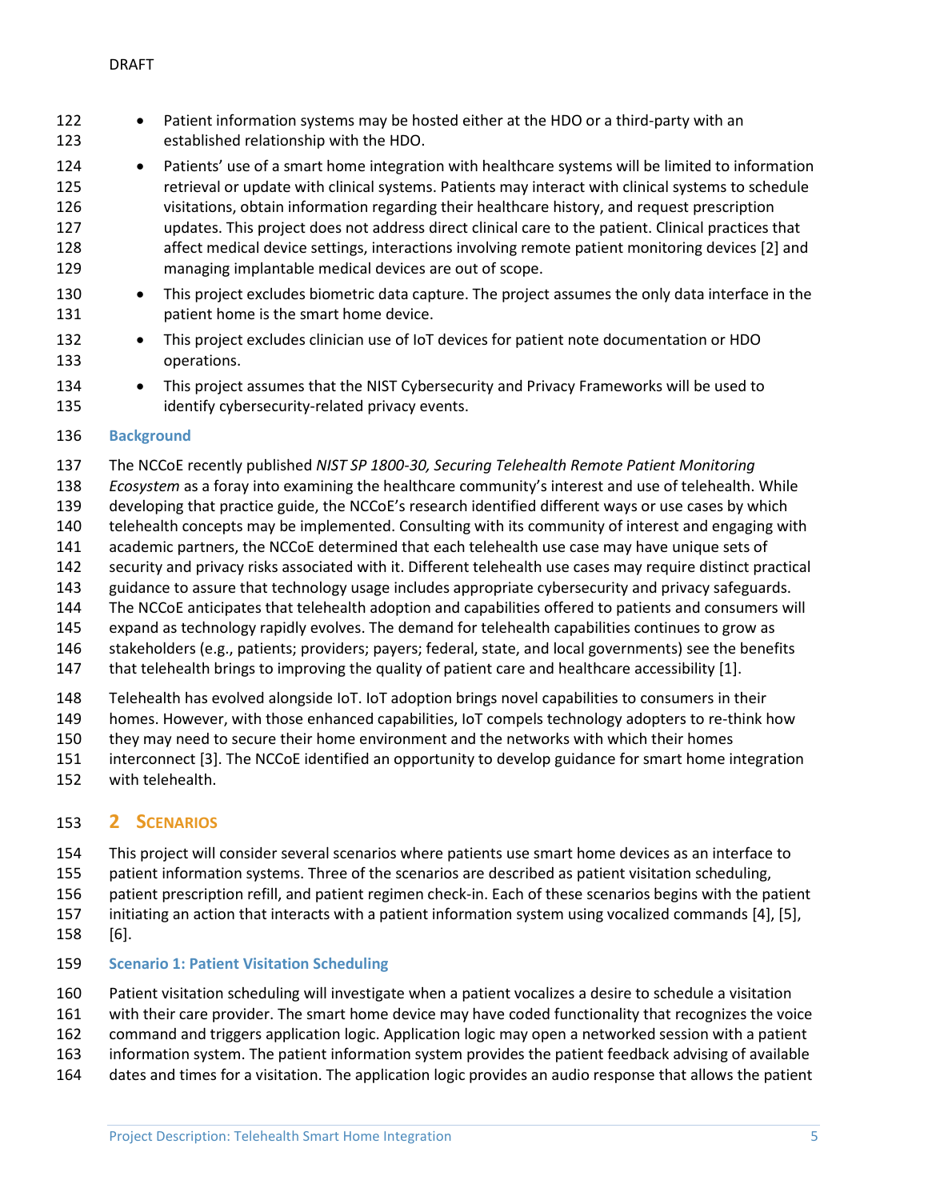- Patient information systems may be hosted either at the HDO or a third-party with an established relationship with the HDO.
- Patients' use of a smart home integration with healthcare systems will be limited to information retrieval or update with clinical systems. Patients may interact with clinical systems to schedule visitations, obtain information regarding their healthcare history, and request prescription updates. This project does not address direct clinical care to the patient. Clinical practices that affect medical device settings, interactions involving remote patient monitoring devices [2] and managing implantable medical devices are out of scope.
- This project excludes biometric data capture. The project assumes the only data interface in the patient home is the smart home device.
- This project excludes clinician use of IoT devices for patient note documentation or HDO operations.
- This project assumes that the NIST Cybersecurity and Privacy Frameworks will be used to identify cybersecurity-related privacy events.

### Background

The NCCoE recently published *NIST SP 1800-30, Securing Telehealth Remote Patient Monitoring Ecosystem* as a foray into examining the healthcare community's interest and use of telehealth. While developing that practice guide, the NCCoE's research identified different ways or use cases by which telehealth concepts may be implemented. Consulting with its community of interest and engaging with academic partners, the NCCoE determined that each telehealth use case may have unique sets of security and privacy risks associated with it. Different telehealth use cases may require distinct practical guidance to assure that technology usage includes appropriate cybersecurity and privacy safeguards. The NCCoE anticipates that telehealth adoption and capabilities offered to patients and consumers will expand as technology rapidly evolves. The demand for telehealth capabilities continues to grow as stakeholders (e.g., patients; providers; payers; federal, state, and local governments) see the benefits that telehealth brings to improving the quality of patient care and healthcare accessibility [1].

Telehealth has evolved alongside IoT. IoT adoption brings novel capabilities to consumers in their homes. However, with those enhanced capabilities, IoT compels technology adopters to re-think how they may need to secure their home environment and the networks with which their homes interconnect [3]. The NCCoE identified an opportunity to develop guidance for smart home integration with telehealth.

## 2 Scenarios

This project will consider several scenarios where patients use smart home devices as an interface to patient information systems. Three of the scenarios are described as patient visitation scheduling, patient prescription refill, and patient regimen check-in. Each of these scenarios begins with the patient initiating an action that interacts with a patient information system using vocalized commands [4], [5], [6].

### Scenario 1: Patient Visitation Scheduling

Patient visitation scheduling will investigate when a patient vocalizes a desire to schedule a visitation with their care provider. The smart home device may have coded functionality that recognizes the voice command and triggers application logic. Application logic may open a networked session with a patient information system. The patient information system provides the patient feedback advising of available dates and times for a visitation. The application logic provides an audio response that allows the patient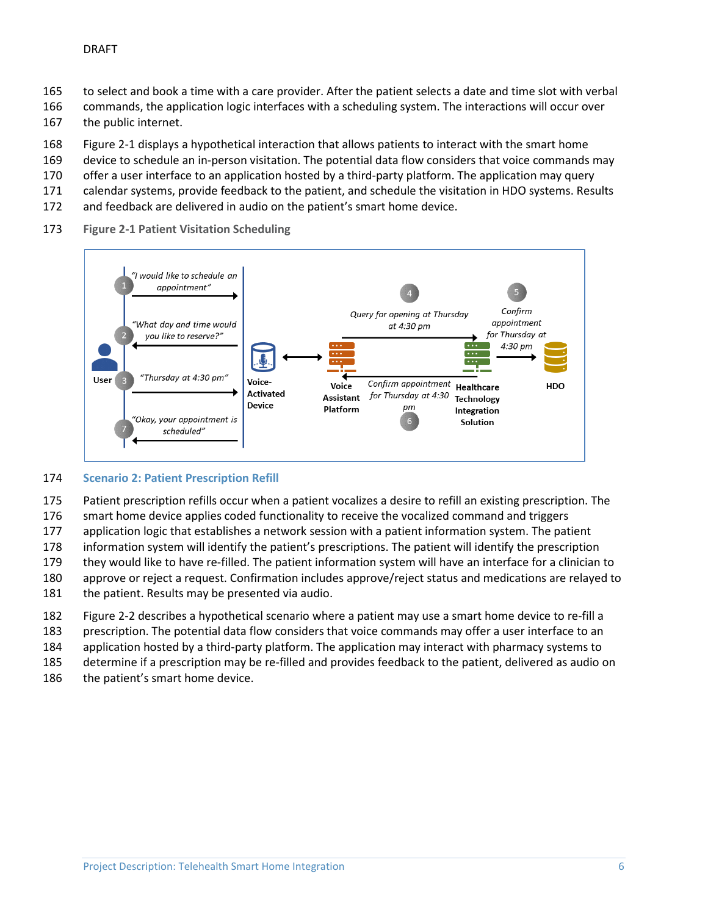to select and book a time with a care provider. After the patient selects a date and time slot with verbal commands, the application logic interfaces with a scheduling system. The interactions will occur over the public internet.

Figure 2-1 displays a hypothetical interaction that allows patients to interact with the smart home device to schedule an in-person visitation. The potential data flow considers that voice commands may offer a user interface to an application hosted by a third-party platform. The application may query calendar systems, provide feedback to the patient, and schedule the visitation in HDO systems. Results and feedback are delivered in audio on the patient's smart home device.

**Figure 2-1 Patient Visitation Scheduling**

### Scenario 2: Patient Prescription Refill

Patient prescription refills occur when a patient vocalizes a desire to refill an existing prescription. The smart home device applies coded functionality to receive the vocalized command and triggers application logic that establishes a network session with a patient information system. The patient information system will identify the patient's prescriptions. The patient will identify the prescription they would like to have re-filled. The patient information system will have an interface for a clinician to approve or reject a request. Confirmation includes approve/reject status and medications are relayed to the patient. Results may be presented via audio.

Figure 2-2 describes a hypothetical scenario where a patient may use a smart home device to re-fill a prescription. The potential data flow considers that voice commands may offer a user interface to an application hosted by a third-party platform. The application may interact with pharmacy systems to determine if a prescription may be re-filled and provides feedback to the patient, delivered as audio on the patient's smart home device.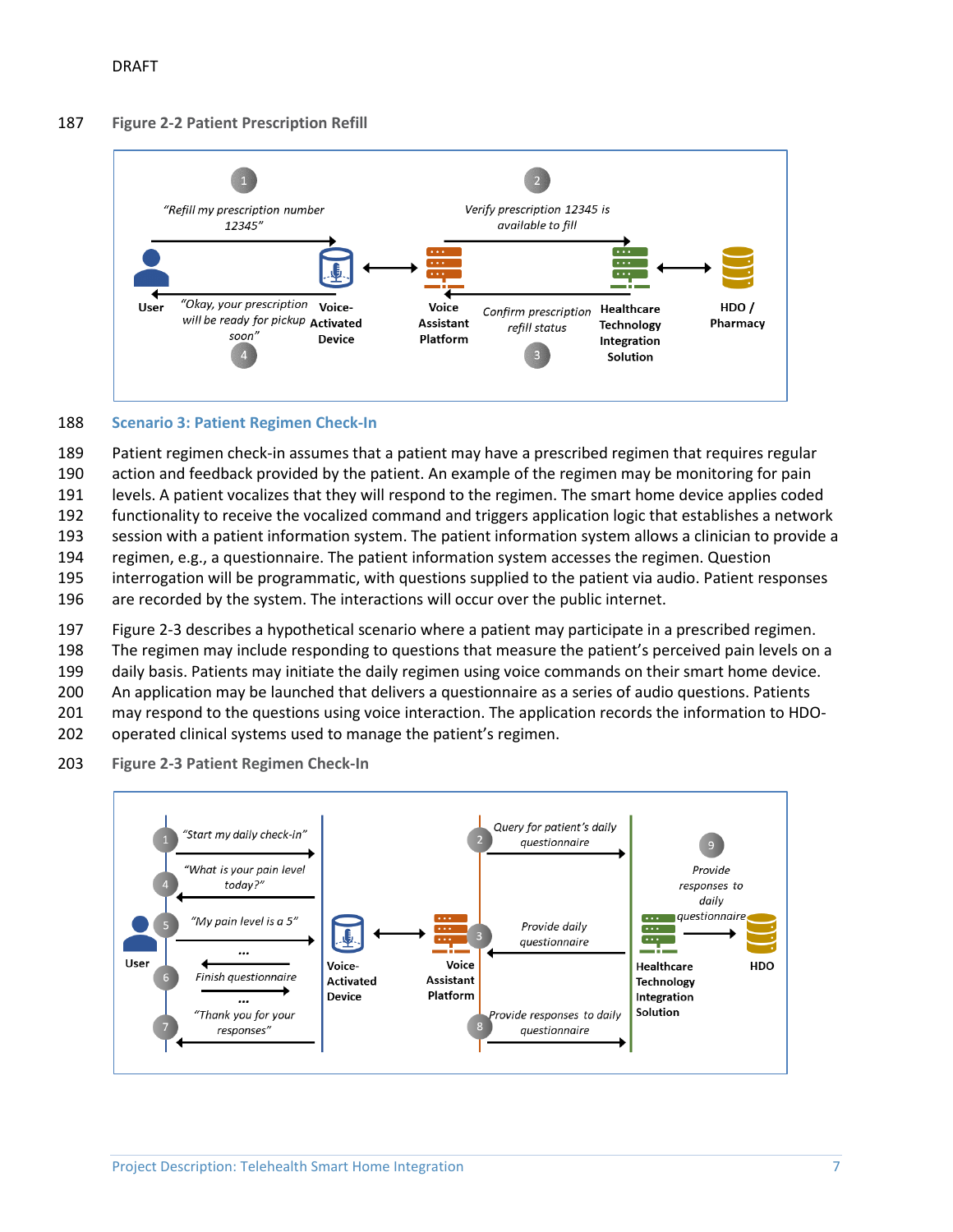**Figure 2-2 Patient Prescription Refill**

User — "Refill my prescription number 12345" (1) → Voice-Activated Device ↔ Voice Assistant Platform — Verify prescription 12345 is available to fill (2) → Healthcare Technology Integration Solution ↔ HDO / Pharmacy

Healthcare Technology Integration Solution — Confirm prescription refill status (3) → Voice Assistant Platform; Voice-Activated Device — "Okay, your prescription will be ready for pickup soon" (4) → User

### Scenario 3: Patient Regimen Check-In

Patient regimen check-in assumes that a patient may have a prescribed regimen that requires regular action and feedback provided by the patient. An example of the regimen may be monitoring for pain levels. A patient vocalizes that they will respond to the regimen. The smart home device applies coded functionality to receive the vocalized command and triggers application logic that establishes a network session with a patient information system. The patient information system allows a clinician to provide a regimen, e.g., a questionnaire. The patient information system accesses the regimen. Question interrogation will be programmatic, with questions supplied to the patient via audio. Patient responses are recorded by the system. The interactions will occur over the public internet.

Figure 2-3 describes a hypothetical scenario where a patient may participate in a prescribed regimen. The regimen may include responding to questions that measure the patient's perceived pain levels on a daily basis. Patients may initiate the daily regimen using voice commands on their smart home device. An application may be launched that delivers a questionnaire as a series of audio questions. Patients may respond to the questions using voice interaction. The application records the information to HDO-operated clinical systems used to manage the patient's regimen.

**Figure 2-3 Patient Regimen Check-In**

1. User → Voice-Activated Device: "Start my daily check-in"
2. Voice Assistant Platform → Healthcare Technology Integration Solution: Query for patient's daily questionnaire
3. Healthcare Technology Integration Solution → Voice Assistant Platform: Provide daily questionnaire
4. Voice-Activated Device → User: "What is your pain level today?"
5. User → Voice-Activated Device: "My pain level is a 5"
6. Finish questionnaire ...
7. Voice-Activated Device → User: "Thank you for your responses"
8. Voice Assistant Platform → Healthcare Technology Integration Solution: Provide responses to daily questionnaire
9. Healthcare Technology Integration Solution → HDO: Provide responses to daily questionnaire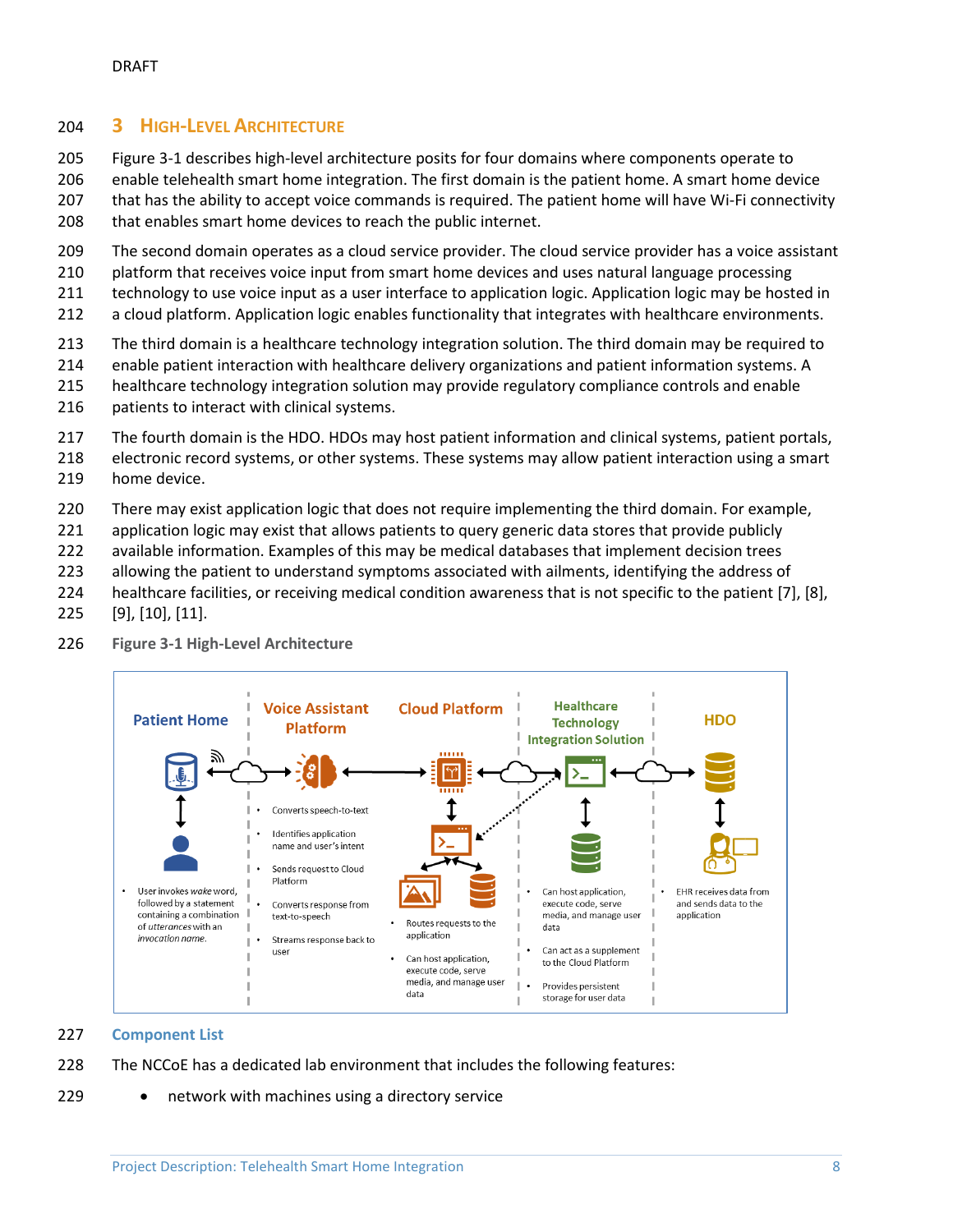DRAFT

# 3 High-Level Architecture

Figure 3-1 describes high-level architecture posits for four domains where components operate to enable telehealth smart home integration. The first domain is the patient home. A smart home device that has the ability to accept voice commands is required. The patient home will have Wi-Fi connectivity that enables smart home devices to reach the public internet.

The second domain operates as a cloud service provider. The cloud service provider has a voice assistant platform that receives voice input from smart home devices and uses natural language processing technology to use voice input as a user interface to application logic. Application logic may be hosted in a cloud platform. Application logic enables functionality that integrates with healthcare environments.

The third domain is a healthcare technology integration solution. The third domain may be required to enable patient interaction with healthcare delivery organizations and patient information systems. A healthcare technology integration solution may provide regulatory compliance controls and enable patients to interact with clinical systems.

The fourth domain is the HDO. HDOs may host patient information and clinical systems, patient portals, electronic record systems, or other systems. These systems may allow patient interaction using a smart home device.

There may exist application logic that does not require implementing the third domain. For example, application logic may exist that allows patients to query generic data stores that provide publicly available information. Examples of this may be medical databases that implement decision trees allowing the patient to understand symptoms associated with ailments, identifying the address of healthcare facilities, or receiving medical condition awareness that is not specific to the patient [7], [8], [9], [10], [11].

**Figure 3-1 High-Level Architecture**

**Patient Home**
- User invokes *wake* word, followed by a statement containing a combination of *utterances* with an *invocation name*.

**Voice Assistant Platform**
- Converts speech-to-text
- Identifies application name and user's intent
- Sends request to Cloud Platform
- Converts response from text-to-speech
- Streams response back to user

**Cloud Platform**
- Routes requests to the application
- Can host application, execute code, serve media, and manage user data

**Healthcare Technology Integration Solution**
- Can host application, execute code, serve media, and manage user data
- Can act as a supplement to the Cloud Platform
- Provides persistent storage for user data

**HDO**
- EHR receives data from and sends data to the application

## Component List

The NCCoE has a dedicated lab environment that includes the following features:

- network with machines using a directory service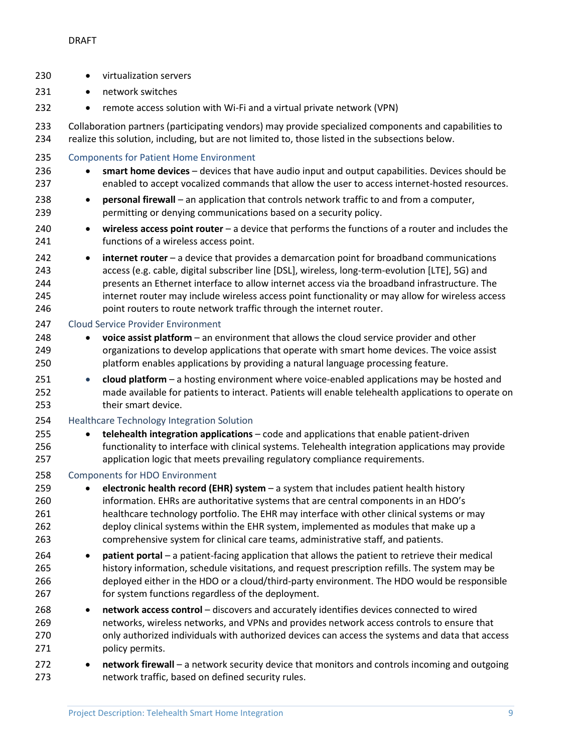- virtualization servers
- network switches
- remote access solution with Wi-Fi and a virtual private network (VPN)

Collaboration partners (participating vendors) may provide specialized components and capabilities to realize this solution, including, but are not limited to, those listed in the subsections below.

### Components for Patient Home Environment

- **smart home devices** – devices that have audio input and output capabilities. Devices should be enabled to accept vocalized commands that allow the user to access internet-hosted resources.
- **personal firewall** – an application that controls network traffic to and from a computer, permitting or denying communications based on a security policy.
- **wireless access point router** – a device that performs the functions of a router and includes the functions of a wireless access point.
- **internet router** – a device that provides a demarcation point for broadband communications access (e.g. cable, digital subscriber line [DSL], wireless, long-term-evolution [LTE], 5G) and presents an Ethernet interface to allow internet access via the broadband infrastructure. The internet router may include wireless access point functionality or may allow for wireless access point routers to route network traffic through the internet router.

### Cloud Service Provider Environment

- **voice assist platform** – an environment that allows the cloud service provider and other organizations to develop applications that operate with smart home devices. The voice assist platform enables applications by providing a natural language processing feature.
- **cloud platform** – a hosting environment where voice-enabled applications may be hosted and made available for patients to interact. Patients will enable telehealth applications to operate on their smart device.

### Healthcare Technology Integration Solution

- **telehealth integration applications** – code and applications that enable patient-driven functionality to interface with clinical systems. Telehealth integration applications may provide application logic that meets prevailing regulatory compliance requirements.

### Components for HDO Environment

- **electronic health record (EHR) system** – a system that includes patient health history information. EHRs are authoritative systems that are central components in an HDO's healthcare technology portfolio. The EHR may interface with other clinical systems or may deploy clinical systems within the EHR system, implemented as modules that make up a comprehensive system for clinical care teams, administrative staff, and patients.
- **patient portal** – a patient-facing application that allows the patient to retrieve their medical history information, schedule visitations, and request prescription refills. The system may be deployed either in the HDO or a cloud/third-party environment. The HDO would be responsible for system functions regardless of the deployment.
- **network access control** – discovers and accurately identifies devices connected to wired networks, wireless networks, and VPNs and provides network access controls to ensure that only authorized individuals with authorized devices can access the systems and data that access policy permits.
- **network firewall** – a network security device that monitors and controls incoming and outgoing network traffic, based on defined security rules.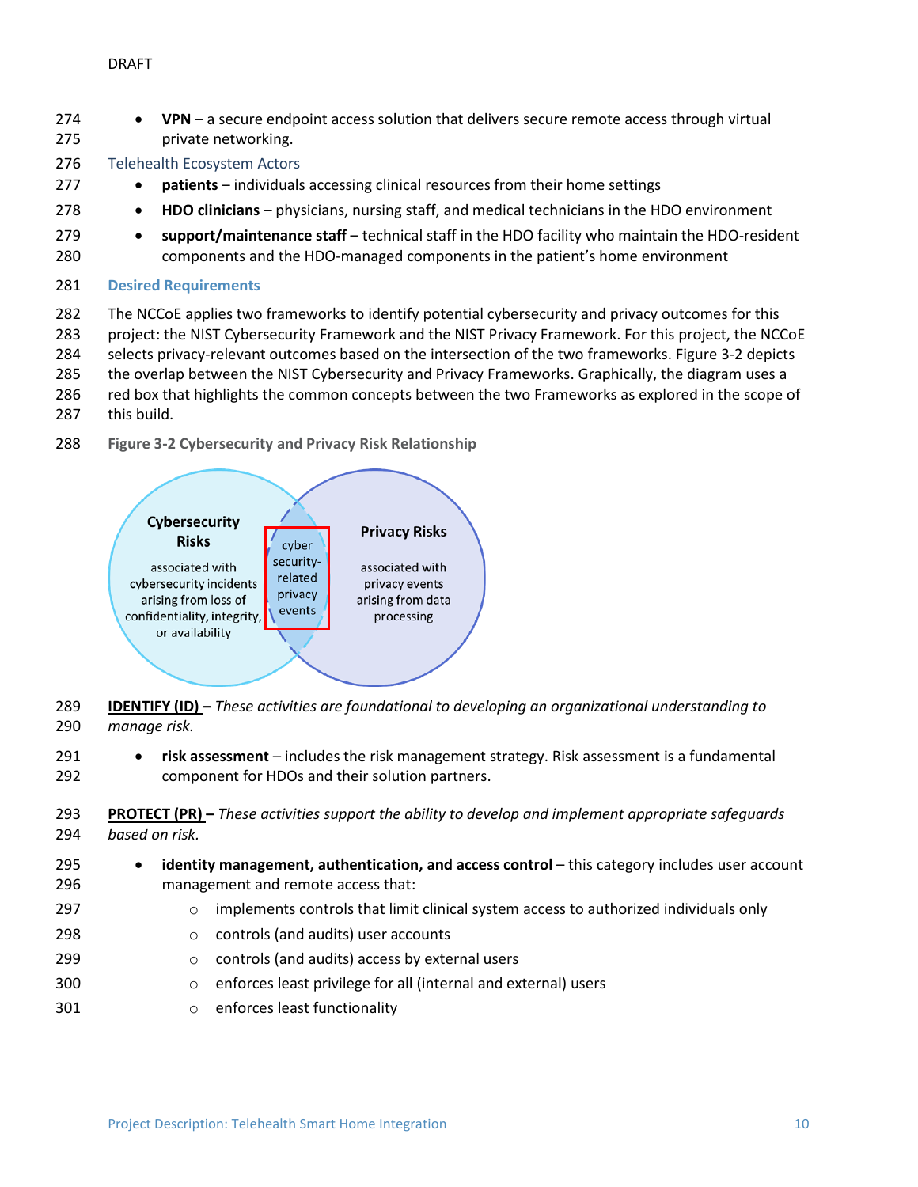- **VPN** – a secure endpoint access solution that delivers secure remote access through virtual private networking.

### Telehealth Ecosystem Actors

- **patients** – individuals accessing clinical resources from their home settings
- **HDO clinicians** – physicians, nursing staff, and medical technicians in the HDO environment
- **support/maintenance staff** – technical staff in the HDO facility who maintain the HDO-resident components and the HDO-managed components in the patient's home environment

## Desired Requirements

The NCCoE applies two frameworks to identify potential cybersecurity and privacy outcomes for this project: the NIST Cybersecurity Framework and the NIST Privacy Framework. For this project, the NCCoE selects privacy-relevant outcomes based on the intersection of the two frameworks. Figure 3-2 depicts the overlap between the NIST Cybersecurity and Privacy Frameworks. Graphically, the diagram uses a red box that highlights the common concepts between the two Frameworks as explored in the scope of this build.

**Figure 3-2 Cybersecurity and Privacy Risk Relationship**

**Cybersecurity Risks** associated with cybersecurity incidents arising from loss of confidentiality, integrity, or availability

cyber security-related privacy events

**Privacy Risks** associated with privacy events arising from data processing

**IDENTIFY (ID)** – *These activities are foundational to developing an organizational understanding to manage risk.*

- **risk assessment** – includes the risk management strategy. Risk assessment is a fundamental component for HDOs and their solution partners.

**PROTECT (PR)** – *These activities support the ability to develop and implement appropriate safeguards based on risk.*

- **identity management, authentication, and access control** – this category includes user account management and remote access that:
  - implements controls that limit clinical system access to authorized individuals only
  - controls (and audits) user accounts
  - controls (and audits) access by external users
  - enforces least privilege for all (internal and external) users
  - enforces least functionality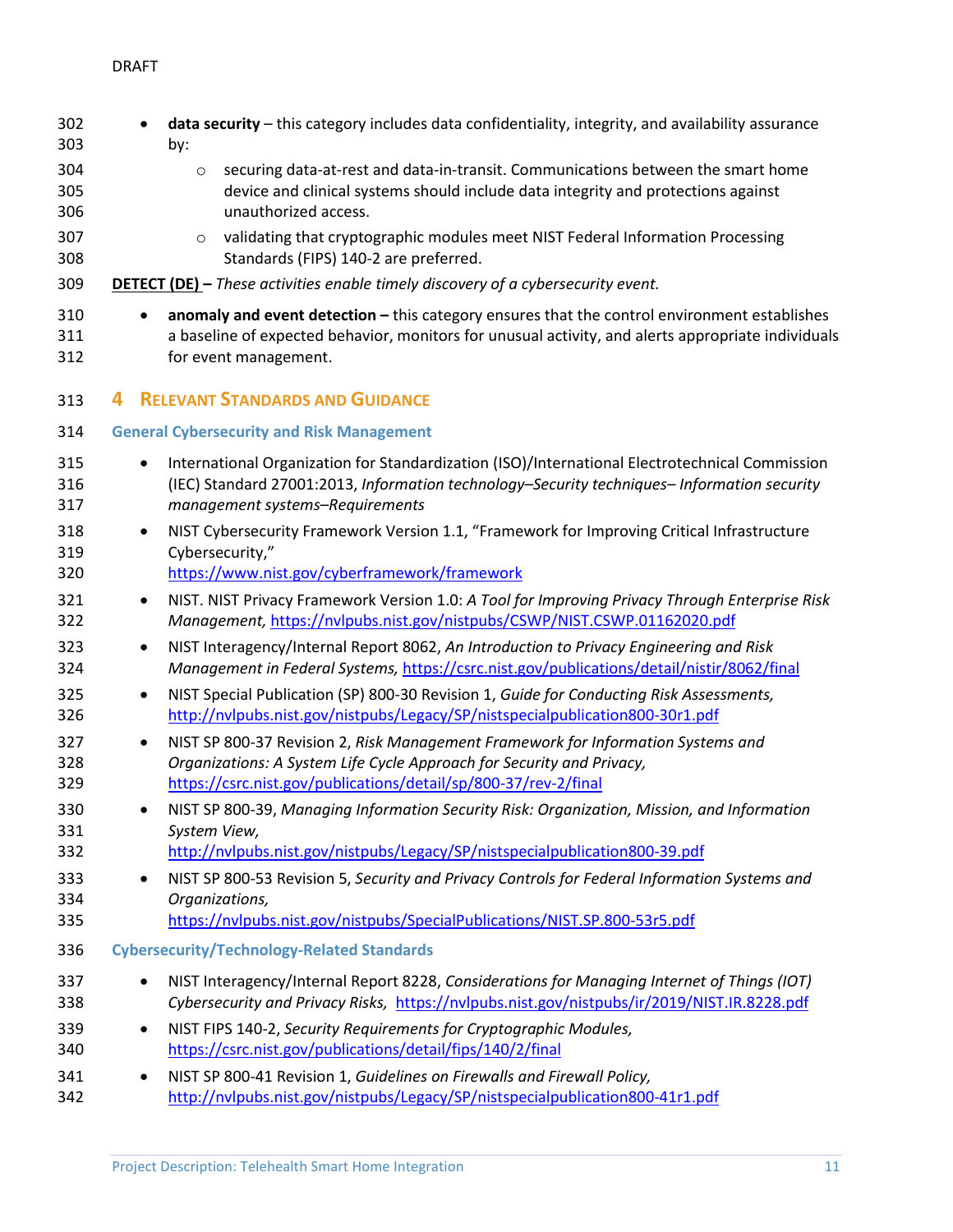- **data security** – this category includes data confidentiality, integrity, and availability assurance by:
    - securing data-at-rest and data-in-transit. Communications between the smart home device and clinical systems should include data integrity and protections against unauthorized access.
    - validating that cryptographic modules meet NIST Federal Information Processing Standards (FIPS) 140-2 are preferred.

**DETECT (DE) –** *These activities enable timely discovery of a cybersecurity event.*

- **anomaly and event detection –** this category ensures that the control environment establishes a baseline of expected behavior, monitors for unusual activity, and alerts appropriate individuals for event management.

# 4 Relevant Standards and Guidance

## General Cybersecurity and Risk Management

- International Organization for Standardization (ISO)/International Electrotechnical Commission (IEC) Standard 27001:2013, *Information technology–Security techniques– Information security management systems–Requirements*
- NIST Cybersecurity Framework Version 1.1, "Framework for Improving Critical Infrastructure Cybersecurity," https://www.nist.gov/cyberframework/framework
- NIST. NIST Privacy Framework Version 1.0: *A Tool for Improving Privacy Through Enterprise Risk Management,* https://nvlpubs.nist.gov/nistpubs/CSWP/NIST.CSWP.01162020.pdf
- NIST Interagency/Internal Report 8062, *An Introduction to Privacy Engineering and Risk Management in Federal Systems,* https://csrc.nist.gov/publications/detail/nistir/8062/final
- NIST Special Publication (SP) 800-30 Revision 1, *Guide for Conducting Risk Assessments,* http://nvlpubs.nist.gov/nistpubs/Legacy/SP/nistspecialpublication800-30r1.pdf
- NIST SP 800-37 Revision 2, *Risk Management Framework for Information Systems and Organizations: A System Life Cycle Approach for Security and Privacy,* https://csrc.nist.gov/publications/detail/sp/800-37/rev-2/final
- NIST SP 800-39, *Managing Information Security Risk: Organization, Mission, and Information System View,* http://nvlpubs.nist.gov/nistpubs/Legacy/SP/nistspecialpublication800-39.pdf
- NIST SP 800-53 Revision 5, *Security and Privacy Controls for Federal Information Systems and Organizations,* https://nvlpubs.nist.gov/nistpubs/SpecialPublications/NIST.SP.800-53r5.pdf

## Cybersecurity/Technology-Related Standards

- NIST Interagency/Internal Report 8228, *Considerations for Managing Internet of Things (IOT) Cybersecurity and Privacy Risks,* https://nvlpubs.nist.gov/nistpubs/ir/2019/NIST.IR.8228.pdf
- NIST FIPS 140-2, *Security Requirements for Cryptographic Modules,* https://csrc.nist.gov/publications/detail/fips/140/2/final
- NIST SP 800-41 Revision 1, *Guidelines on Firewalls and Firewall Policy,* http://nvlpubs.nist.gov/nistpubs/Legacy/SP/nistspecialpublication800-41r1.pdf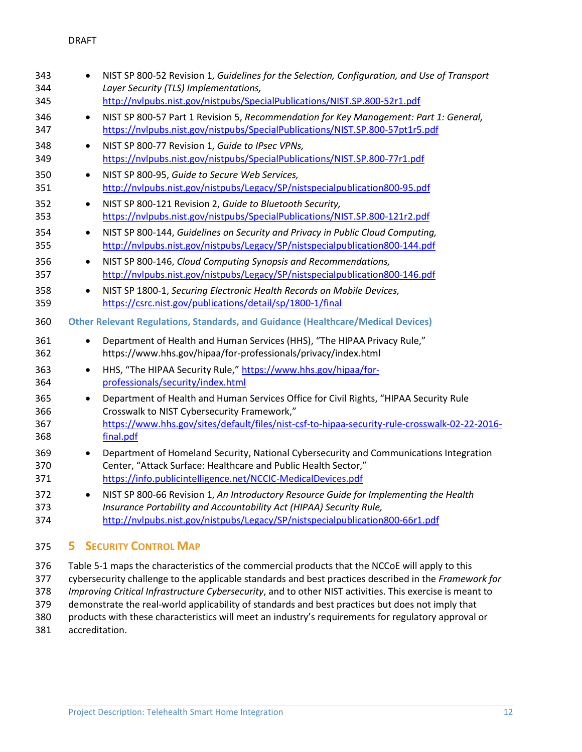- NIST SP 800-52 Revision 1, *Guidelines for the Selection, Configuration, and Use of Transport Layer Security (TLS) Implementations,* http://nvlpubs.nist.gov/nistpubs/SpecialPublications/NIST.SP.800-52r1.pdf
- NIST SP 800-57 Part 1 Revision 5, *Recommendation for Key Management: Part 1: General,* https://nvlpubs.nist.gov/nistpubs/SpecialPublications/NIST.SP.800-57pt1r5.pdf
- NIST SP 800-77 Revision 1, *Guide to IPsec VPNs,* https://nvlpubs.nist.gov/nistpubs/SpecialPublications/NIST.SP.800-77r1.pdf
- NIST SP 800-95, *Guide to Secure Web Services,* http://nvlpubs.nist.gov/nistpubs/Legacy/SP/nistspecialpublication800-95.pdf
- NIST SP 800-121 Revision 2, *Guide to Bluetooth Security,* https://nvlpubs.nist.gov/nistpubs/SpecialPublications/NIST.SP.800-121r2.pdf
- NIST SP 800-144, *Guidelines on Security and Privacy in Public Cloud Computing,* http://nvlpubs.nist.gov/nistpubs/Legacy/SP/nistspecialpublication800-144.pdf
- NIST SP 800-146, *Cloud Computing Synopsis and Recommendations,* http://nvlpubs.nist.gov/nistpubs/Legacy/SP/nistspecialpublication800-146.pdf
- NIST SP 1800-1, *Securing Electronic Health Records on Mobile Devices,* https://csrc.nist.gov/publications/detail/sp/1800-1/final

### Other Relevant Regulations, Standards, and Guidance (Healthcare/Medical Devices)

- Department of Health and Human Services (HHS), "The HIPAA Privacy Rule," https://www.hhs.gov/hipaa/for-professionals/privacy/index.html
- HHS, "The HIPAA Security Rule," https://www.hhs.gov/hipaa/for-professionals/security/index.html
- Department of Health and Human Services Office for Civil Rights, "HIPAA Security Rule Crosswalk to NIST Cybersecurity Framework," https://www.hhs.gov/sites/default/files/nist-csf-to-hipaa-security-rule-crosswalk-02-22-2016-final.pdf
- Department of Homeland Security, National Cybersecurity and Communications Integration Center, "Attack Surface: Healthcare and Public Health Sector," https://info.publicintelligence.net/NCCIC-MedicalDevices.pdf
- NIST SP 800-66 Revision 1, *An Introductory Resource Guide for Implementing the Health Insurance Portability and Accountability Act (HIPAA) Security Rule,* http://nvlpubs.nist.gov/nistpubs/Legacy/SP/nistspecialpublication800-66r1.pdf

# 5 Security Control Map

Table 5-1 maps the characteristics of the commercial products that the NCCoE will apply to this cybersecurity challenge to the applicable standards and best practices described in the *Framework for Improving Critical Infrastructure Cybersecurity*, and to other NIST activities. This exercise is meant to demonstrate the real-world applicability of standards and best practices but does not imply that products with these characteristics will meet an industry's requirements for regulatory approval or accreditation.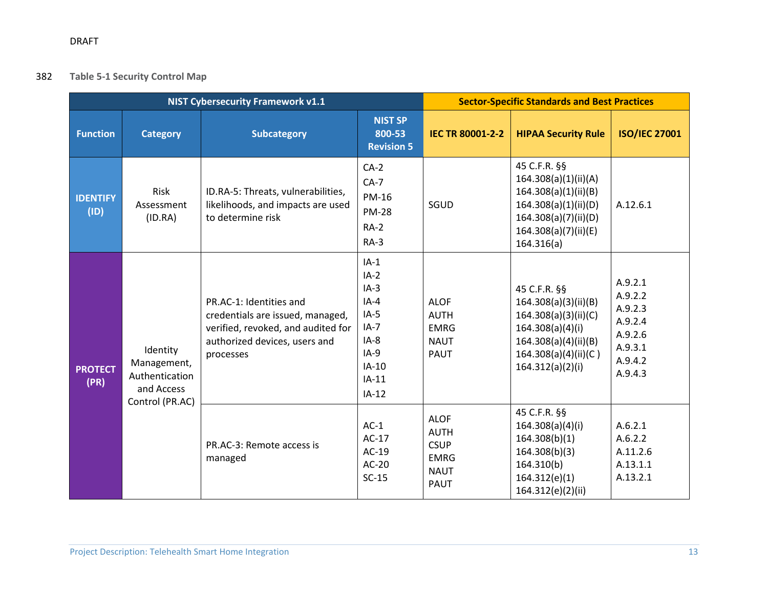DRAFT

**Table 5-1 Security Control Map**

| NIST Cybersecurity Framework v1.1 | | | | Sector-Specific Standards and Best Practices | | |
|---|---|---|---|---|---|---|
| **Function** | **Category** | **Subcategory** | **NIST SP 800-53 Revision 5** | **IEC TR 80001-2-2** | **HIPAA Security Rule** | **ISO/IEC 27001** |
| **IDENTIFY (ID)** | Risk Assessment (ID.RA) | ID.RA-5: Threats, vulnerabilities, likelihoods, and impacts are used to determine risk | CA-2<br>CA-7<br>PM-16<br>PM-28<br>RA-2<br>RA-3 | SGUD | 45 C.F.R. §§<br>164.308(a)(1)(ii)(A)<br>164.308(a)(1)(ii)(B)<br>164.308(a)(1)(ii)(D)<br>164.308(a)(7)(ii)(D)<br>164.308(a)(7)(ii)(E)<br>164.316(a) | A.12.6.1 |
| **PROTECT (PR)** | Identity Management, Authentication and Access Control (PR.AC) | PR.AC-1: Identities and credentials are issued, managed, verified, revoked, and audited for authorized devices, users and processes | IA-1<br>IA-2<br>IA-3<br>IA-4<br>IA-5<br>IA-7<br>IA-8<br>IA-9<br>IA-10<br>IA-11<br>IA-12 | ALOF<br>AUTH<br>EMRG<br>NAUT<br>PAUT | 45 C.F.R. §§<br>164.308(a)(3)(ii)(B)<br>164.308(a)(3)(ii)(C)<br>164.308(a)(4)(i)<br>164.308(a)(4)(ii)(B)<br>164.308(a)(4)(ii)(C )<br>164.312(a)(2)(i) | A.9.2.1<br>A.9.2.2<br>A.9.2.3<br>A.9.2.4<br>A.9.2.6<br>A.9.3.1<br>A.9.4.2<br>A.9.4.3 |
| | | PR.AC-3: Remote access is managed | AC-1<br>AC-17<br>AC-19<br>AC-20<br>SC-15 | ALOF<br>AUTH<br>CSUP<br>EMRG<br>NAUT<br>PAUT | 45 C.F.R. §§<br>164.308(a)(4)(i)<br>164.308(b)(1)<br>164.308(b)(3)<br>164.310(b)<br>164.312(e)(1)<br>164.312(e)(2)(ii) | A.6.2.1<br>A.6.2.2<br>A.11.2.6<br>A.13.1.1<br>A.13.2.1 |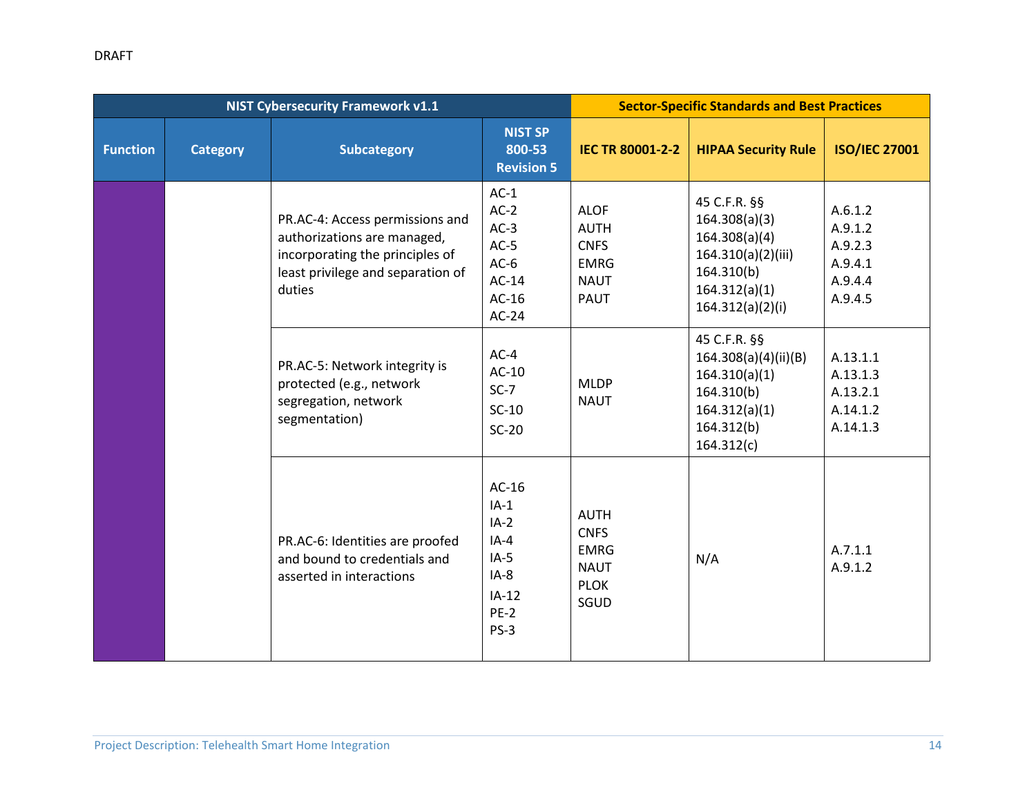DRAFT

| NIST Cybersecurity Framework v1.1 | | | | Sector-Specific Standards and Best Practices | | |
|---|---|---|---|---|---|---|
| **Function** | **Category** | **Subcategory** | **NIST SP 800-53 Revision 5** | **IEC TR 80001-2-2** | **HIPAA Security Rule** | **ISO/IEC 27001** |
| | | PR.AC-4: Access permissions and authorizations are managed, incorporating the principles of least privilege and separation of duties | AC-1<br>AC-2<br>AC-3<br>AC-5<br>AC-6<br>AC-14<br>AC-16<br>AC-24 | ALOF<br>AUTH<br>CNFS<br>EMRG<br>NAUT<br>PAUT | 45 C.F.R. §§<br>164.308(a)(3)<br>164.308(a)(4)<br>164.310(a)(2)(iii)<br>164.310(b)<br>164.312(a)(1)<br>164.312(a)(2)(i) | A.6.1.2<br>A.9.1.2<br>A.9.2.3<br>A.9.4.1<br>A.9.4.4<br>A.9.4.5 |
| | | PR.AC-5: Network integrity is protected (e.g., network segregation, network segmentation) | AC-4<br>AC-10<br>SC-7<br>SC-10<br>SC-20 | MLDP<br>NAUT | 45 C.F.R. §§<br>164.308(a)(4)(ii)(B)<br>164.310(a)(1)<br>164.310(b)<br>164.312(a)(1)<br>164.312(b)<br>164.312(c) | A.13.1.1<br>A.13.1.3<br>A.13.2.1<br>A.14.1.2<br>A.14.1.3 |
| | | PR.AC-6: Identities are proofed and bound to credentials and asserted in interactions | AC-16<br>IA-1<br>IA-2<br>IA-4<br>IA-5<br>IA-8<br>IA-12<br>PE-2<br>PS-3 | AUTH<br>CNFS<br>EMRG<br>NAUT<br>PLOK<br>SGUD | N/A | A.7.1.1<br>A.9.1.2 |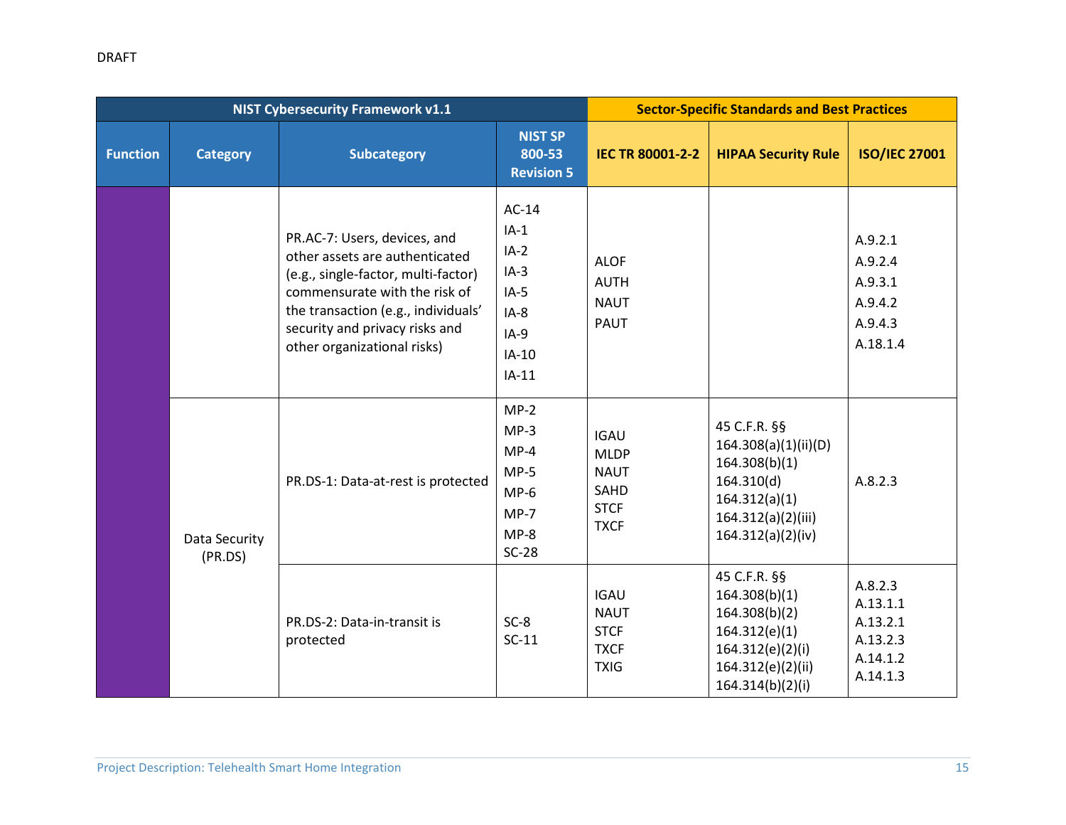DRAFT

| NIST Cybersecurity Framework v1.1 | | | | Sector-Specific Standards and Best Practices | | |
|---|---|---|---|---|---|---|
| Function | Category | Subcategory | NIST SP 800-53 Revision 5 | IEC TR 80001-2-2 | HIPAA Security Rule | ISO/IEC 27001 |
| | | PR.AC-7: Users, devices, and other assets are authenticated (e.g., single-factor, multi-factor) commensurate with the risk of the transaction (e.g., individuals' security and privacy risks and other organizational risks) | AC-14<br>IA-1<br>IA-2<br>IA-3<br>IA-5<br>IA-8<br>IA-9<br>IA-10<br>IA-11 | ALOF<br>AUTH<br>NAUT<br>PAUT | | A.9.2.1<br>A.9.2.4<br>A.9.3.1<br>A.9.4.2<br>A.9.4.3<br>A.18.1.4 |
| | Data Security (PR.DS) | PR.DS-1: Data-at-rest is protected | MP-2<br>MP-3<br>MP-4<br>MP-5<br>MP-6<br>MP-7<br>MP-8<br>SC-28 | IGAU<br>MLDP<br>NAUT<br>SAHD<br>STCF<br>TXCF | 45 C.F.R. §§<br>164.308(a)(1)(ii)(D)<br>164.308(b)(1)<br>164.310(d)<br>164.312(a)(1)<br>164.312(a)(2)(iii)<br>164.312(a)(2)(iv) | A.8.2.3 |
| | | PR.DS-2: Data-in-transit is protected | SC-8<br>SC-11 | IGAU<br>NAUT<br>STCF<br>TXCF<br>TXIG | 45 C.F.R. §§<br>164.308(b)(1)<br>164.308(b)(2)<br>164.312(e)(1)<br>164.312(e)(2)(i)<br>164.312(e)(2)(ii)<br>164.314(b)(2)(i) | A.8.2.3<br>A.13.1.1<br>A.13.2.1<br>A.13.2.3<br>A.14.1.2<br>A.14.1.3 |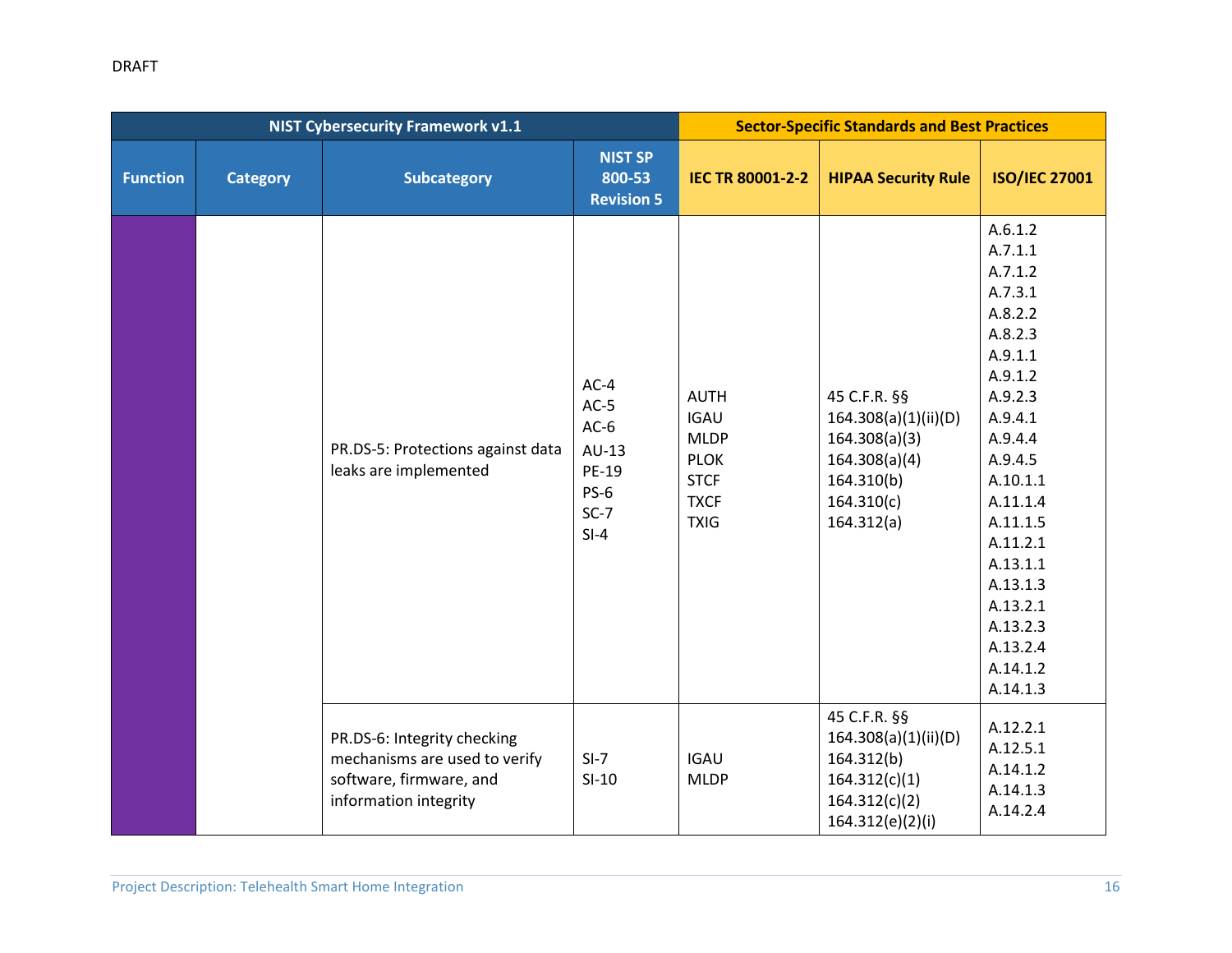DRAFT

| NIST Cybersecurity Framework v1.1 | | | | Sector-Specific Standards and Best Practices | | |
|---|---|---|---|---|---|---|
| Function | Category | Subcategory | NIST SP 800-53 Revision 5 | IEC TR 80001-2-2 | HIPAA Security Rule | ISO/IEC 27001 |
| | | PR.DS-5: Protections against data leaks are implemented | AC-4<br>AC-5<br>AC-6<br>AU-13<br>PE-19<br>PS-6<br>SC-7<br>SI-4 | AUTH<br>IGAU<br>MLDP<br>PLOK<br>STCF<br>TXCF<br>TXIG | 45 C.F.R. §§<br>164.308(a)(1)(ii)(D)<br>164.308(a)(3)<br>164.308(a)(4)<br>164.310(b)<br>164.310(c)<br>164.312(a) | A.6.1.2<br>A.7.1.1<br>A.7.1.2<br>A.7.3.1<br>A.8.2.2<br>A.8.2.3<br>A.9.1.1<br>A.9.1.2<br>A.9.2.3<br>A.9.4.1<br>A.9.4.4<br>A.9.4.5<br>A.10.1.1<br>A.11.1.4<br>A.11.1.5<br>A.11.2.1<br>A.13.1.1<br>A.13.1.3<br>A.13.2.1<br>A.13.2.3<br>A.13.2.4<br>A.14.1.2<br>A.14.1.3 |
| | | PR.DS-6: Integrity checking mechanisms are used to verify software, firmware, and information integrity | SI-7<br>SI-10 | IGAU<br>MLDP | 45 C.F.R. §§<br>164.308(a)(1)(ii)(D)<br>164.312(b)<br>164.312(c)(1)<br>164.312(c)(2)<br>164.312(e)(2)(i) | A.12.2.1<br>A.12.5.1<br>A.14.1.2<br>A.14.1.3<br>A.14.2.4 |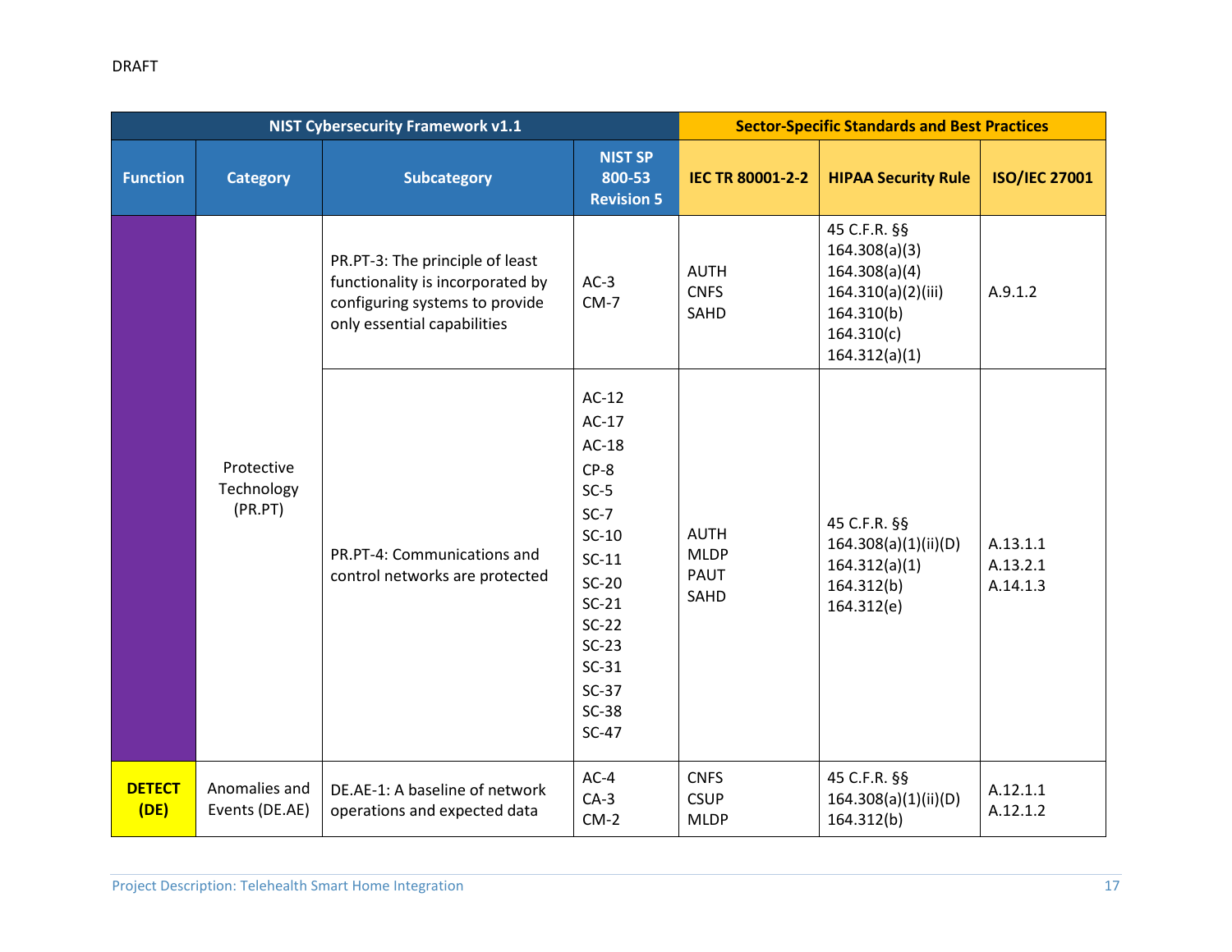DRAFT

| NIST Cybersecurity Framework v1.1 | | | | Sector-Specific Standards and Best Practices | | |
|---|---|---|---|---|---|---|
| Function | Category | Subcategory | NIST SP 800-53 Revision 5 | IEC TR 80001-2-2 | HIPAA Security Rule | ISO/IEC 27001 |
| | Protective Technology (PR.PT) | PR.PT-3: The principle of least functionality is incorporated by configuring systems to provide only essential capabilities | AC-3<br>CM-7 | AUTH<br>CNFS<br>SAHD | 45 C.F.R. §§<br>164.308(a)(3)<br>164.308(a)(4)<br>164.310(a)(2)(iii)<br>164.310(b)<br>164.310(c)<br>164.312(a)(1) | A.9.1.2 |
| | | PR.PT-4: Communications and control networks are protected | AC-12<br>AC-17<br>AC-18<br>CP-8<br>SC-5<br>SC-7<br>SC-10<br>SC-11<br>SC-20<br>SC-21<br>SC-22<br>SC-23<br>SC-31<br>SC-37<br>SC-38<br>SC-47 | AUTH<br>MLDP<br>PAUT<br>SAHD | 45 C.F.R. §§<br>164.308(a)(1)(ii)(D)<br>164.312(a)(1)<br>164.312(b)<br>164.312(e) | A.13.1.1<br>A.13.2.1<br>A.14.1.3 |
| **DETECT (DE)** | Anomalies and Events (DE.AE) | DE.AE-1: A baseline of network operations and expected data | AC-4<br>CA-3<br>CM-2 | CNFS<br>CSUP<br>MLDP | 45 C.F.R. §§<br>164.308(a)(1)(ii)(D)<br>164.312(b) | A.12.1.1<br>A.12.1.2 |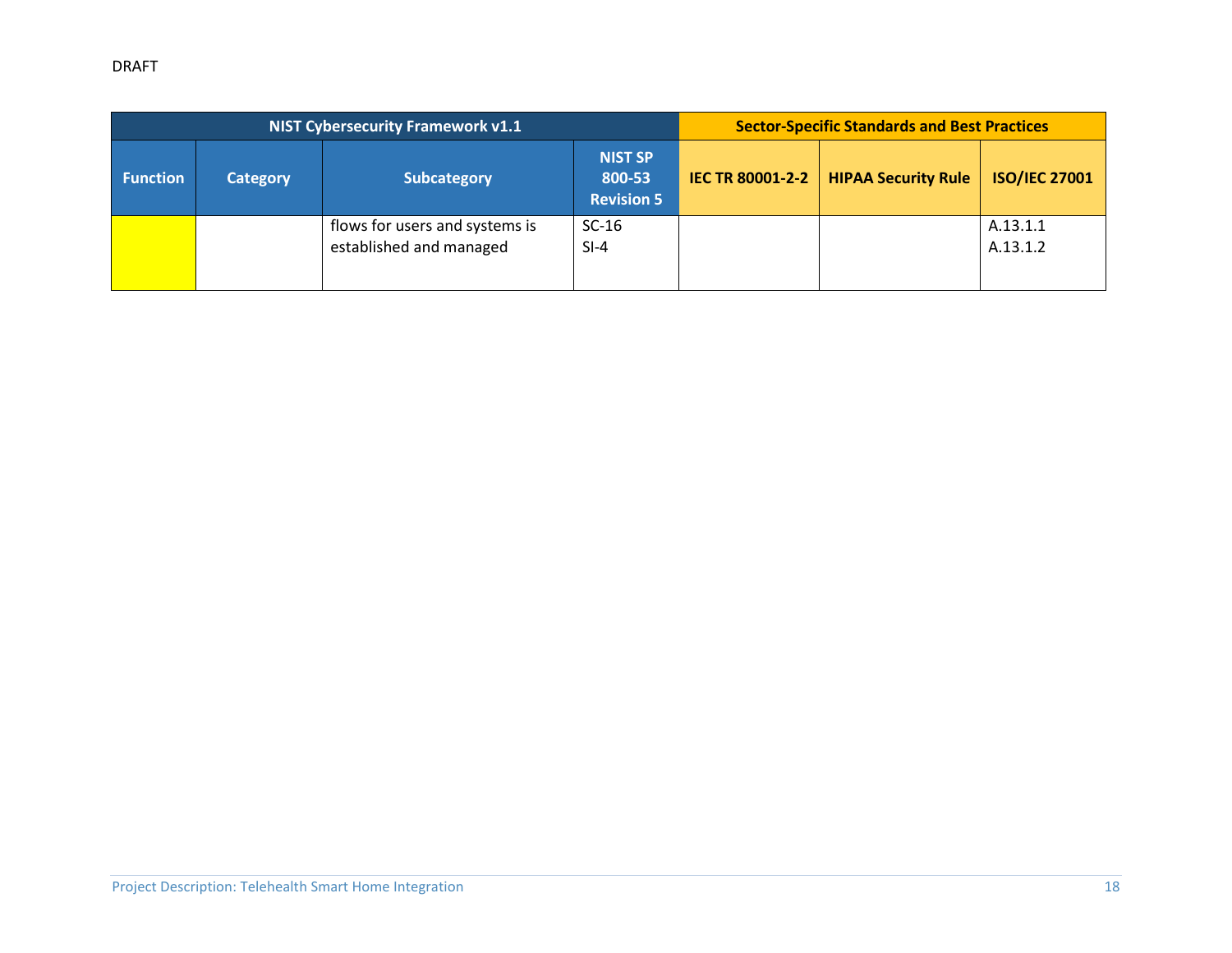DRAFT

| NIST Cybersecurity Framework v1.1 | | | | Sector-Specific Standards and Best Practices | | |
|---|---|---|---|---|---|---|
| Function | Category | Subcategory | NIST SP 800-53 Revision 5 | IEC TR 80001-2-2 | HIPAA Security Rule | ISO/IEC 27001 |
| | | flows for users and systems is established and managed | SC-16<br>SI-4 | | | A.13.1.1<br>A.13.1.2 |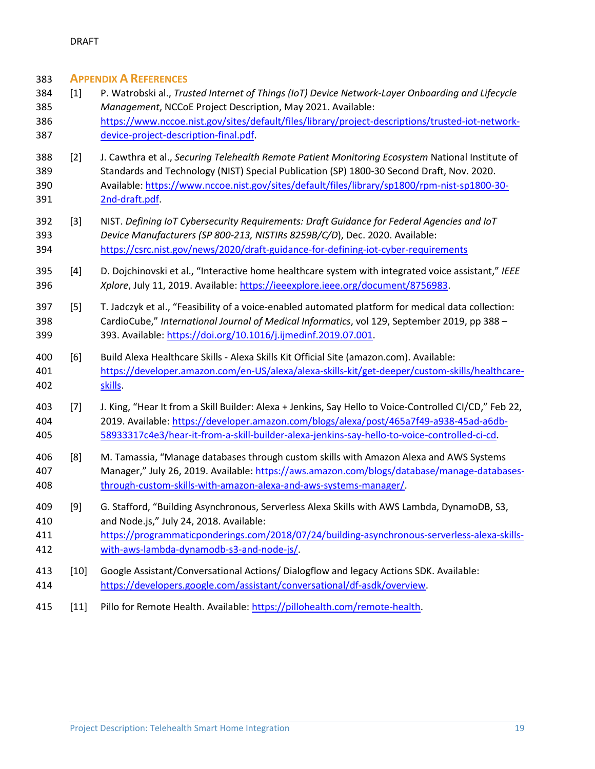# Appendix A References

[1] P. Watrobski al., *Trusted Internet of Things (IoT) Device Network-Layer Onboarding and Lifecycle Management*, NCCoE Project Description, May 2021. Available: https://www.nccoe.nist.gov/sites/default/files/library/project-descriptions/trusted-iot-network-device-project-description-final.pdf.

[2] J. Cawthra et al., *Securing Telehealth Remote Patient Monitoring Ecosystem* National Institute of Standards and Technology (NIST) Special Publication (SP) 1800-30 Second Draft, Nov. 2020. Available: https://www.nccoe.nist.gov/sites/default/files/library/sp1800/rpm-nist-sp1800-30-2nd-draft.pdf.

[3] NIST. *Defining IoT Cybersecurity Requirements: Draft Guidance for Federal Agencies and IoT Device Manufacturers (SP 800-213, NISTIRs 8259B/C/D*), Dec. 2020. Available: https://csrc.nist.gov/news/2020/draft-guidance-for-defining-iot-cyber-requirements

[4] D. Dojchinovski et al., "Interactive home healthcare system with integrated voice assistant," *IEEE Xplore*, July 11, 2019. Available: https://ieeexplore.ieee.org/document/8756983.

[5] T. Jadczyk et al., "Feasibility of a voice-enabled automated platform for medical data collection: CardioCube," *International Journal of Medical Informatics*, vol 129, September 2019, pp 388 – 393. Available: https://doi.org/10.1016/j.ijmedinf.2019.07.001.

[6] Build Alexa Healthcare Skills - Alexa Skills Kit Official Site (amazon.com). Available: https://developer.amazon.com/en-US/alexa/alexa-skills-kit/get-deeper/custom-skills/healthcare-skills.

[7] J. King, "Hear It from a Skill Builder: Alexa + Jenkins, Say Hello to Voice-Controlled CI/CD," Feb 22, 2019. Available: https://developer.amazon.com/blogs/alexa/post/465a7f49-a938-45ad-a6db-58933317c4e3/hear-it-from-a-skill-builder-alexa-jenkins-say-hello-to-voice-controlled-ci-cd.

[8] M. Tamassia, "Manage databases through custom skills with Amazon Alexa and AWS Systems Manager," July 26, 2019. Available: https://aws.amazon.com/blogs/database/manage-databases-through-custom-skills-with-amazon-alexa-and-aws-systems-manager/.

[9] G. Stafford, "Building Asynchronous, Serverless Alexa Skills with AWS Lambda, DynamoDB, S3, and Node.js," July 24, 2018. Available: https://programmaticponderings.com/2018/07/24/building-asynchronous-serverless-alexa-skills-with-aws-lambda-dynamodb-s3-and-node-js/.

[10] Google Assistant/Conversational Actions/ Dialogflow and legacy Actions SDK. Available: https://developers.google.com/assistant/conversational/df-asdk/overview.

[11] Pillo for Remote Health. Available: https://pillohealth.com/remote-health.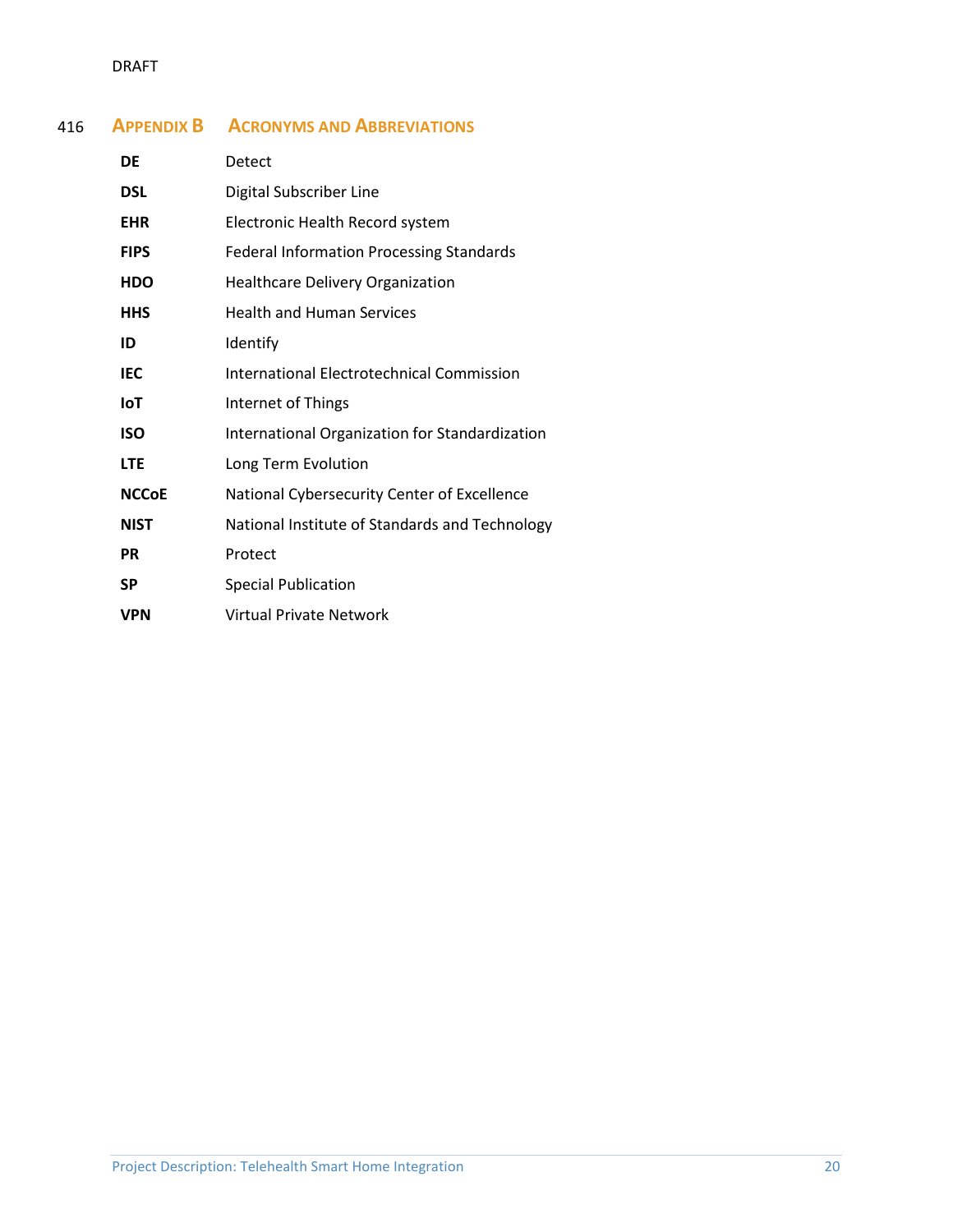# Appendix B Acronyms and Abbreviations

| | |
|---|---|
| **DE** | Detect |
| **DSL** | Digital Subscriber Line |
| **EHR** | Electronic Health Record system |
| **FIPS** | Federal Information Processing Standards |
| **HDO** | Healthcare Delivery Organization |
| **HHS** | Health and Human Services |
| **ID** | Identify |
| **IEC** | International Electrotechnical Commission |
| **IoT** | Internet of Things |
| **ISO** | International Organization for Standardization |
| **LTE** | Long Term Evolution |
| **NCCoE** | National Cybersecurity Center of Excellence |
| **NIST** | National Institute of Standards and Technology |
| **PR** | Protect |
| **SP** | Special Publication |
| **VPN** | Virtual Private Network |